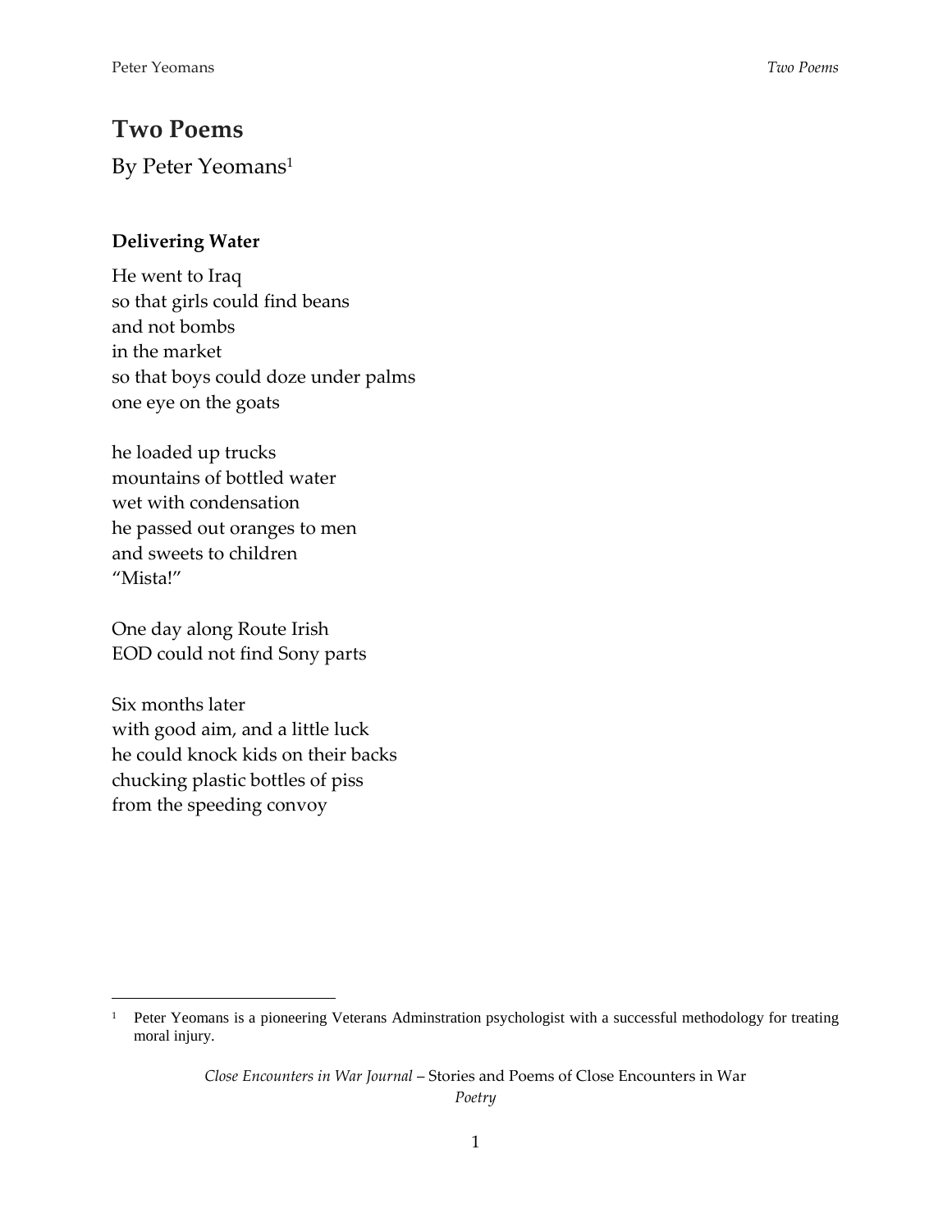# Two Poems

By Peter Yeomans[1]

### Delivering Water

He went to Iraq  
so that girls could find beans  
and not bombs  
in the market  
so that boys could doze under palms  
one eye on the goats

he loaded up trucks  
mountains of bottled water  
wet with condensation  
he passed out oranges to men  
and sweets to children  
"Mista!"

One day along Route Irish  
EOD could not find Sony parts

Six months later  
with good aim, and a little luck  
he could knock kids on their backs  
chucking plastic bottles of piss  
from the speeding convoy

---

[1] Peter Yeomans is a pioneering Veterans Adminstration psychologist with a successful methodology for treating moral injury.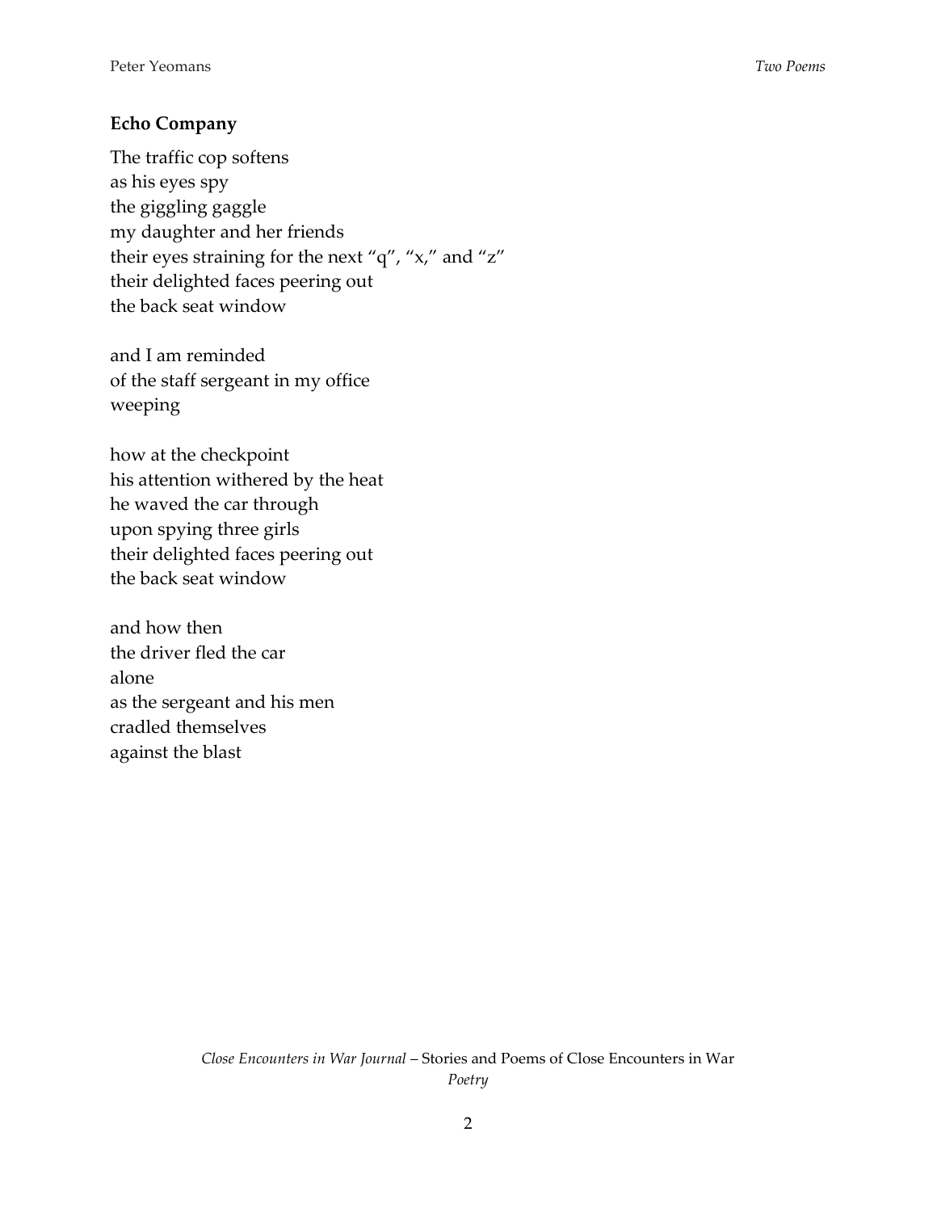**Echo Company**

The traffic cop softens
as his eyes spy
the giggling gaggle
my daughter and her friends
their eyes straining for the next “q”, “x,” and “z”
their delighted faces peering out
the back seat window

and I am reminded
of the staff sergeant in my office
weeping

how at the checkpoint
his attention withered by the heat
he waved the car through
upon spying three girls
their delighted faces peering out
the back seat window

and how then
the driver fled the car
alone
as the sergeant and his men
cradled themselves
against the blast